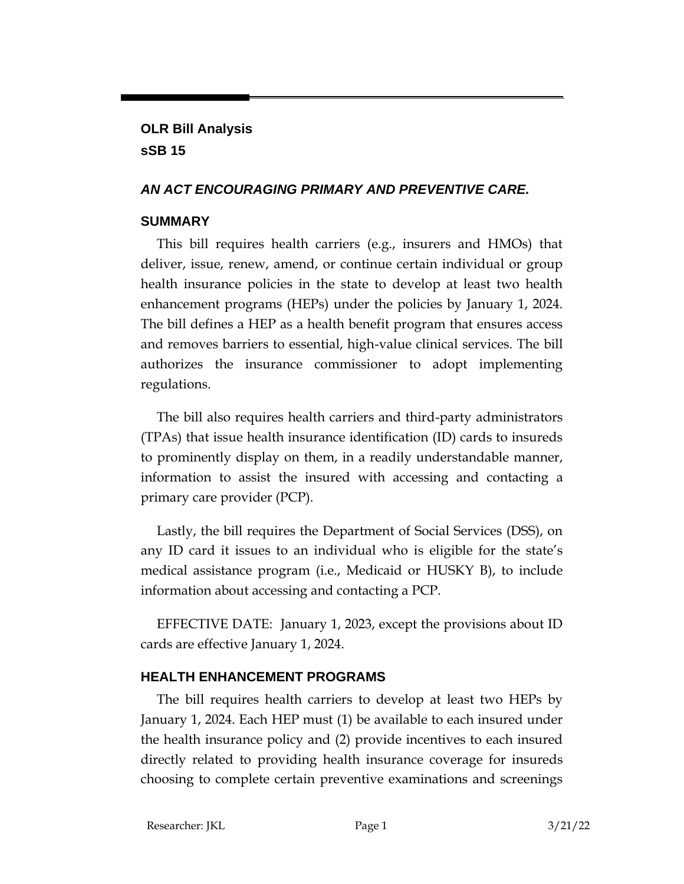**OLR Bill Analysis**
**sSB 15**

***AN ACT ENCOURAGING PRIMARY AND PREVENTIVE CARE.***

## SUMMARY

This bill requires health carriers (e.g., insurers and HMOs) that deliver, issue, renew, amend, or continue certain individual or group health insurance policies in the state to develop at least two health enhancement programs (HEPs) under the policies by January 1, 2024. The bill defines a HEP as a health benefit program that ensures access and removes barriers to essential, high-value clinical services. The bill authorizes the insurance commissioner to adopt implementing regulations.

The bill also requires health carriers and third-party administrators (TPAs) that issue health insurance identification (ID) cards to insureds to prominently display on them, in a readily understandable manner, information to assist the insured with accessing and contacting a primary care provider (PCP).

Lastly, the bill requires the Department of Social Services (DSS), on any ID card it issues to an individual who is eligible for the state's medical assistance program (i.e., Medicaid or HUSKY B), to include information about accessing and contacting a PCP.

EFFECTIVE DATE: January 1, 2023, except the provisions about ID cards are effective January 1, 2024.

## HEALTH ENHANCEMENT PROGRAMS

The bill requires health carriers to develop at least two HEPs by January 1, 2024. Each HEP must (1) be available to each insured under the health insurance policy and (2) provide incentives to each insured directly related to providing health insurance coverage for insureds choosing to complete certain preventive examinations and screenings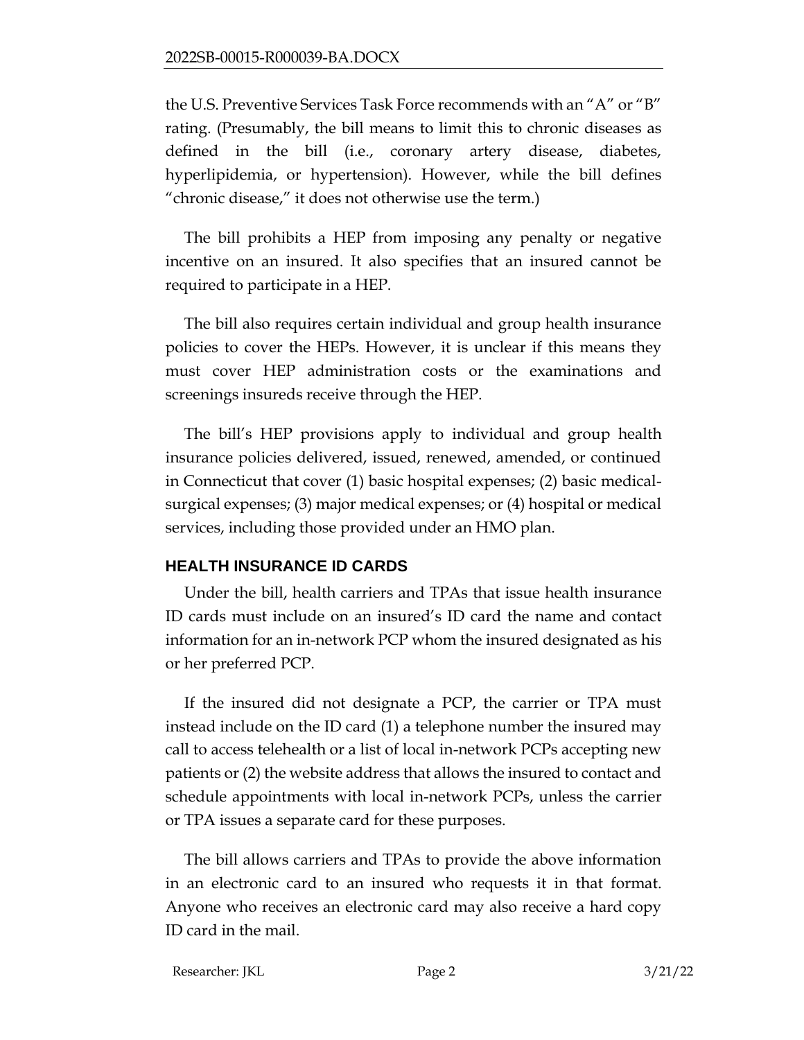the U.S. Preventive Services Task Force recommends with an "A" or "B" rating. (Presumably, the bill means to limit this to chronic diseases as defined in the bill (i.e., coronary artery disease, diabetes, hyperlipidemia, or hypertension). However, while the bill defines "chronic disease," it does not otherwise use the term.)

The bill prohibits a HEP from imposing any penalty or negative incentive on an insured. It also specifies that an insured cannot be required to participate in a HEP.

The bill also requires certain individual and group health insurance policies to cover the HEPs. However, it is unclear if this means they must cover HEP administration costs or the examinations and screenings insureds receive through the HEP.

The bill's HEP provisions apply to individual and group health insurance policies delivered, issued, renewed, amended, or continued in Connecticut that cover (1) basic hospital expenses; (2) basic medical-surgical expenses; (3) major medical expenses; or (4) hospital or medical services, including those provided under an HMO plan.

## HEALTH INSURANCE ID CARDS

Under the bill, health carriers and TPAs that issue health insurance ID cards must include on an insured's ID card the name and contact information for an in-network PCP whom the insured designated as his or her preferred PCP.

If the insured did not designate a PCP, the carrier or TPA must instead include on the ID card (1) a telephone number the insured may call to access telehealth or a list of local in-network PCPs accepting new patients or (2) the website address that allows the insured to contact and schedule appointments with local in-network PCPs, unless the carrier or TPA issues a separate card for these purposes.

The bill allows carriers and TPAs to provide the above information in an electronic card to an insured who requests it in that format. Anyone who receives an electronic card may also receive a hard copy ID card in the mail.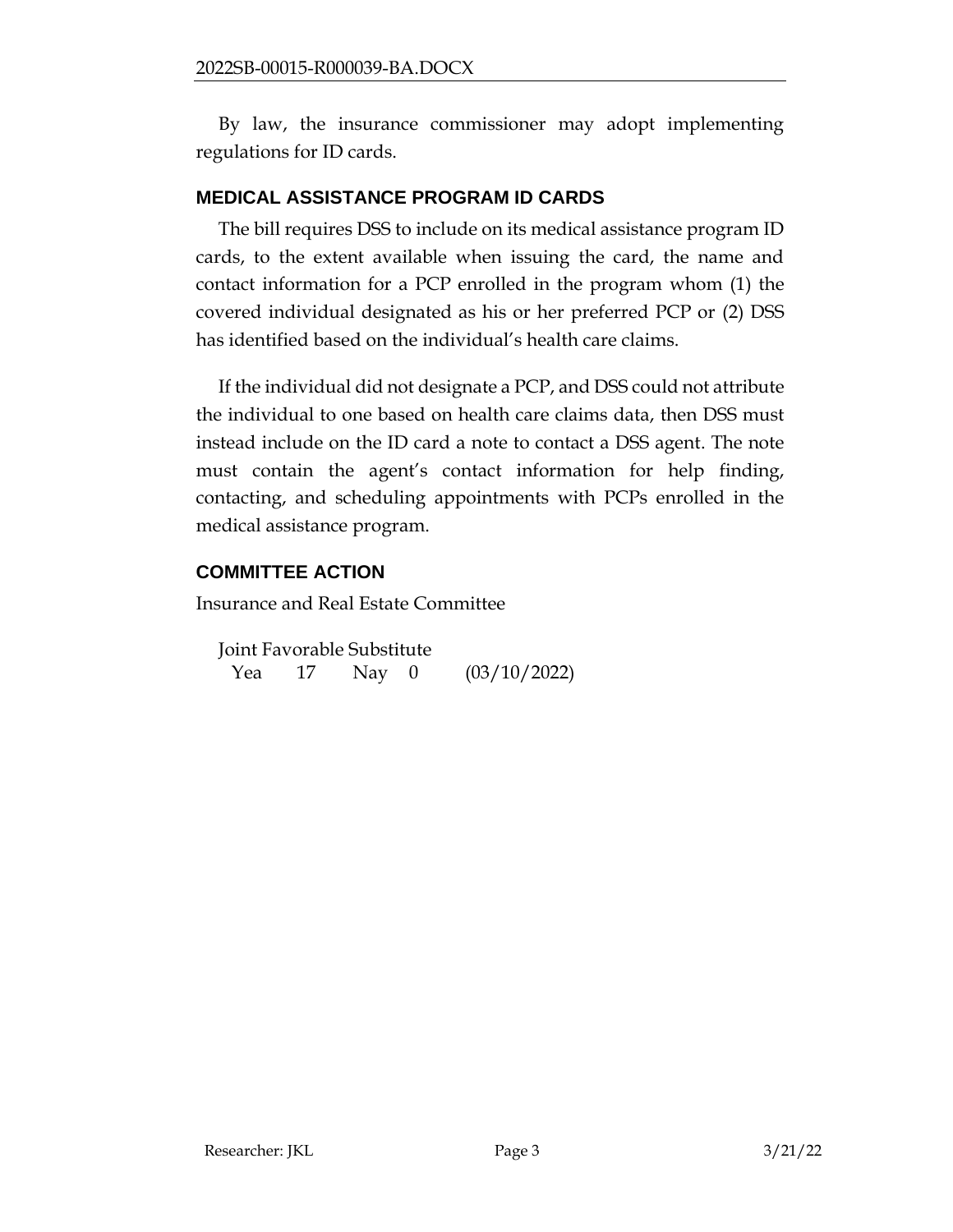By law, the insurance commissioner may adopt implementing regulations for ID cards.

## MEDICAL ASSISTANCE PROGRAM ID CARDS

The bill requires DSS to include on its medical assistance program ID cards, to the extent available when issuing the card, the name and contact information for a PCP enrolled in the program whom (1) the covered individual designated as his or her preferred PCP or (2) DSS has identified based on the individual's health care claims.

If the individual did not designate a PCP, and DSS could not attribute the individual to one based on health care claims data, then DSS must instead include on the ID card a note to contact a DSS agent. The note must contain the agent's contact information for help finding, contacting, and scheduling appointments with PCPs enrolled in the medical assistance program.

## COMMITTEE ACTION

Insurance and Real Estate Committee

Joint Favorable Substitute
Yea 17 Nay 0 (03/10/2022)